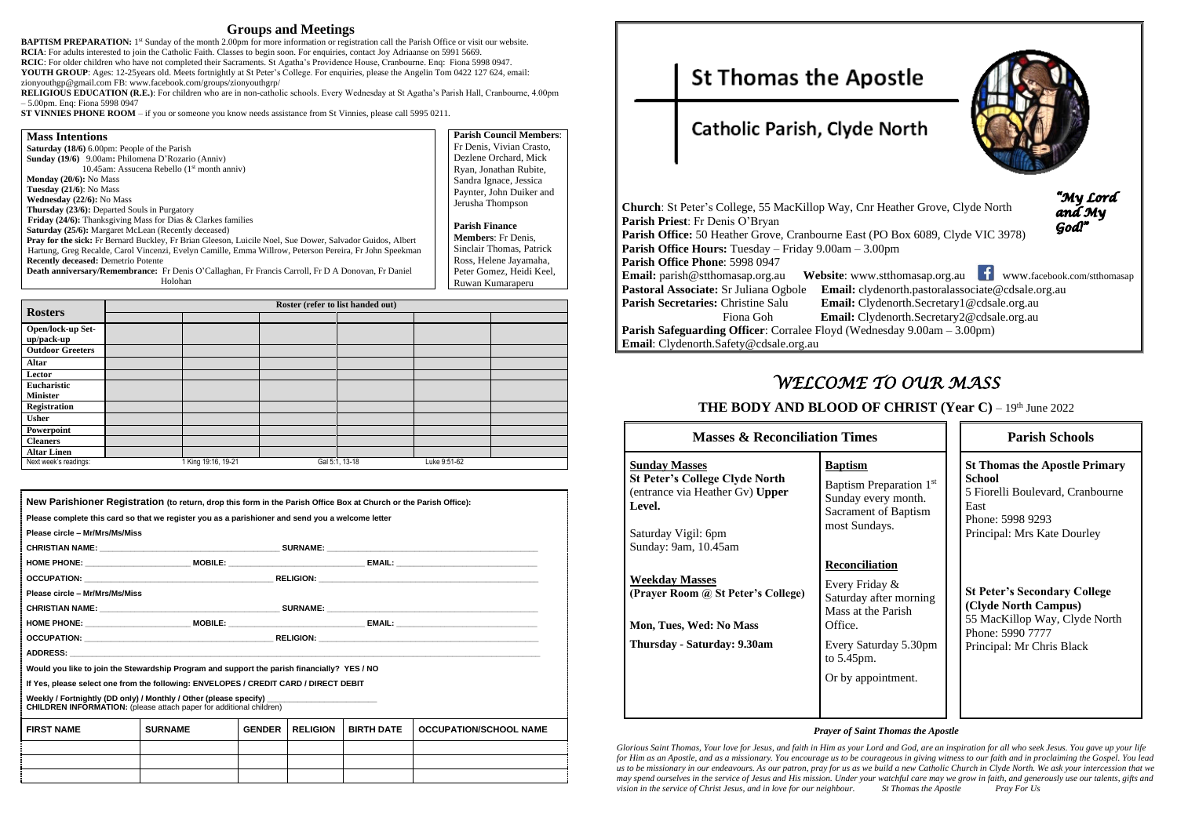## Groups and Meetings

**BAPTISM PREPARATION:** 1st Sunday of the month 2.00pm for more information or registration call the Parish Office or visit our website.
**RCIA**: For adults interested to join the Catholic Faith. Classes to begin soon. For enquiries, contact Joy Adriaanse on 5991 5669.
**RCIC**: For older children who have not completed their Sacraments. St Agatha's Providence House, Cranbourne. Enq: Fiona 5998 0947.
**YOUTH GROUP**: Ages: 12-25years old. Meets fortnightly at St Peter's College. For enquiries, please the Angelin Tom 0422 127 624, email: zionyouthgp@gmail.com FB: www.facebook.com/groups/zionyouthgrp/
**RELIGIOUS EDUCATION (R.E.)**: For children who are in non-catholic schools. Every Wednesday at St Agatha's Parish Hall, Cranbourne, 4.00pm – 5.00pm. Enq: Fiona 5998 0947
**ST VINNIES PHONE ROOM** – if you or someone you know needs assistance from St Vinnies, please call 5995 0211.

### Mass Intentions

**Saturday (18/6)** 6.00pm: People of the Parish
**Sunday (19/6)** 9.00am**:** Philomena D'Rozario (Anniv)
10.45am: Assucena Rebello (1st month anniv)
**Monday (20/6):** No Mass
**Tuesday (21/6)**: No Mass
**Wednesday (22/6):** No Mass
**Thursday (23/6):** Departed Souls in Purgatory
**Friday (24/6):** Thanksgiving Mass for Dias & Clarkes families
**Saturday (25/6):** Margaret McLean (Recently deceased)
**Pray for the sick:** Fr Bernard Buckley, Fr Brian Gleeson, Luicile Noel, Sue Dower, Salvador Guidos, Albert Hartung, Greg Recalde, Carol Vincenzi, Evelyn Camille, Emma Willrow, Peterson Pereira, Fr John Speekman
**Recently deceased:** Demetrio Potente
**Death anniversary/Remembrance:** Fr Denis O'Callaghan, Fr Francis Carroll, Fr D A Donovan, Fr Daniel Holohan

**Parish Council Members**: Fr Denis, Vivian Crasto, Dezlene Orchard, Mick Ryan, Jonathan Rubite, Sandra Ignace, Jessica Paynter, John Duiker and Jerusha Thompson

**Parish Finance Members**: Fr Denis, Sinclair Thomas, Patrick Ross, Helene Jayamaha, Peter Gomez, Heidi Keel, Ruwan Kumaraperu

| Rosters | Roster (refer to list handed out) | | | | | |
|---|---|---|---|---|---|---|
| Open/lock-up Set-up/pack-up | | | | | | |
| Outdoor Greeters | | | | | | |
| Altar | | | | | | |
| Lector | | | | | | |
| Eucharistic Minister | | | | | | |
| Registration | | | | | | |
| Usher | | | | | | |
| Powerpoint | | | | | | |
| Cleaners | | | | | | |
| Altar Linen | | | | | | |
| Next week's readings: | | 1 King 19:16, 19-21 | | Gal 5:1, 13-18 | Luke 9:51-62 | |

**New Parishioner Registration (to return, drop this form in the Parish Office Box at Church or the Parish Office):**

**Please complete this card so that we register you as a parishioner and send you a welcome letter**

**Please circle – Mr/Mrs/Ms/Miss**

**CHRISTIAN NAME:** ____________ **SURNAME:** ____________

**HOME PHONE:** ____________ **MOBILE:** ____________ **EMAIL:** ____________

**OCCUPATION:** ____________ **RELIGION:** ____________

**Please circle – Mr/Mrs/Ms/Miss**

**CHRISTIAN NAME:** ____________ **SURNAME:** ____________

**HOME PHONE:** ____________ **MOBILE:** ____________ **EMAIL:** ____________

**OCCUPATION:** ____________ **RELIGION:** ____________

**ADDRESS:** ____________

**Would you like to join the Stewardship Program and support the parish financially? YES / NO**

**If Yes, please select one from the following: ENVELOPES / CREDIT CARD / DIRECT DEBIT**

**Weekly / Fortnightly (DD only) / Monthly / Other (please specify)** ____________
**CHILDREN INFORMATION:** (please attach paper for additional children)

| FIRST NAME | SURNAME | GENDER | RELIGION | BIRTH DATE | OCCUPATION/SCHOOL NAME |
|---|---|---|---|---|---|
| | | | | | |
| | | | | | |
| | | | | | |

# St Thomas the Apostle

## Catholic Parish, Clyde North

*"My Lord and My God!"*

**Church**: St Peter's College, 55 MacKillop Way, Cnr Heather Grove, Clyde North
**Parish Priest**: Fr Denis O'Bryan
**Parish Office:** 50 Heather Grove, Cranbourne East (PO Box 6089, Clyde VIC 3978)
**Parish Office Hours:** Tuesday – Friday 9.00am – 3.00pm
**Parish Office Phone**: 5998 0947
**Email:** parish@stthomasap.org.au **Website**: www.stthomasap.org.au www.facebook.com/stthomasap
**Pastoral Associate:** Sr Juliana Ogbole **Email:** clydenorth.pastoralassociate@cdsale.org.au
**Parish Secretaries:** Christine Salu **Email:** Clydenorth.Secretary1@cdsale.org.au
Fiona Goh **Email:** Clydenorth.Secretary2@cdsale.org.au
**Parish Safeguarding Officer**: Corralee Floyd (Wednesday 9.00am – 3.00pm)
**Email**: Clydenorth.Safety@cdsale.org.au

# *WELCOME TO OUR MASS*

**THE BODY AND BLOOD OF CHRIST (Year C)** – 19th June 2022

### Masses & Reconciliation Times

**Sunday Masses**
**St Peter's College Clyde North** (entrance via Heather Gv) **Upper Level.**

Saturday Vigil: 6pm
Sunday: 9am, 10.45am

**Weekday Masses**
**(Prayer Room @ St Peter's College)**

**Mon, Tues, Wed: No Mass**

**Thursday - Saturday: 9.30am**

**Baptism**

Baptism Preparation 1st Sunday every month. Sacrament of Baptism most Sundays.

**Reconciliation**

Every Friday & Saturday after morning Mass at the Parish Office.

Every Saturday 5.30pm to 5.45pm.

Or by appointment.

### Parish Schools

**St Thomas the Apostle Primary School**
5 Fiorelli Boulevard, Cranbourne East
Phone: 5998 9293
Principal: Mrs Kate Dourley

**St Peter's Secondary College (Clyde North Campus)**
55 MacKillop Way, Clyde North
Phone: 5990 7777
Principal: Mr Chris Black

***Prayer of Saint Thomas the Apostle***

*Glorious Saint Thomas, Your love for Jesus, and faith in Him as your Lord and God, are an inspiration for all who seek Jesus. You gave up your life for Him as an Apostle, and as a missionary. You encourage us to be courageous in giving witness to our faith and in proclaiming the Gospel. You lead us to be missionary in our endeavours. As our patron, pray for us as we build a new Catholic Church in Clyde North. We ask your intercession that we may spend ourselves in the service of Jesus and His mission. Under your watchful care may we grow in faith, and generously use our talents, gifts and vision in the service of Christ Jesus, and in love for our neighbour. St Thomas the Apostle Pray For Us*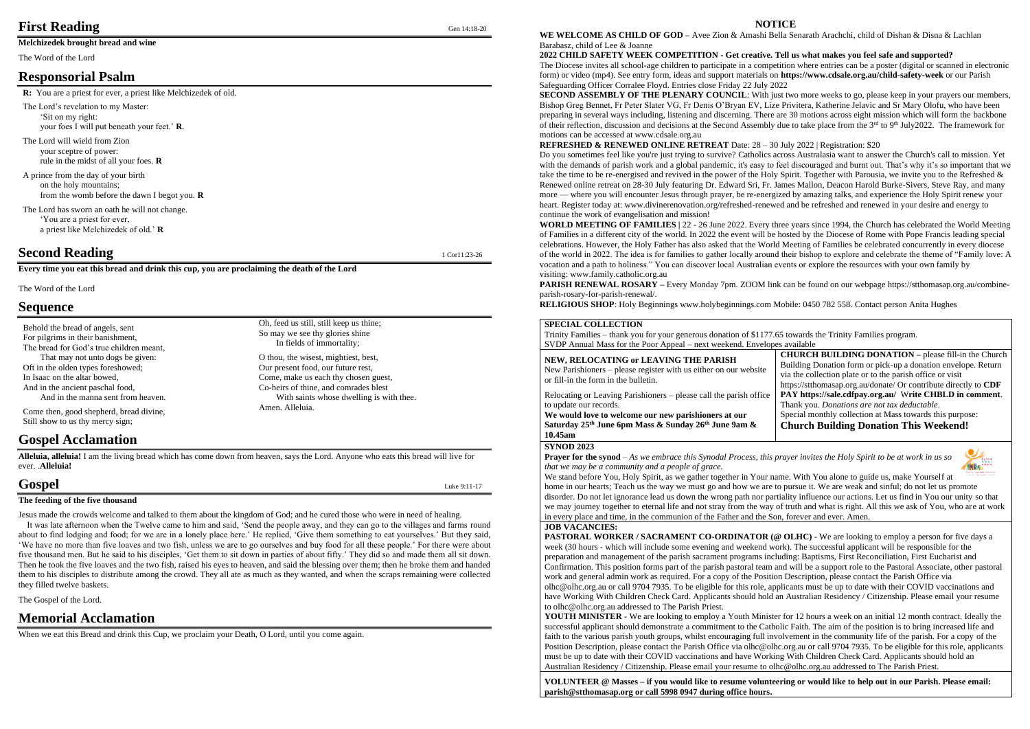# First Reading

Gen 14:18-20

**Melchizedek brought bread and wine**

The Word of the Lord

# Responsorial Psalm

**R:** You are a priest for ever, a priest like Melchizedek of old.

The Lord's revelation to my Master:
'Sit on my right:
your foes I will put beneath your feet.' **R**.

The Lord will wield from Zion
your sceptre of power:
rule in the midst of all your foes. **R**

A prince from the day of your birth
on the holy mountains;
from the womb before the dawn I begot you. **R**

The Lord has sworn an oath he will not change.
'You are a priest for ever,
a priest like Melchizedek of old.' **R**

# Second Reading

1 Cor11:23-26

**Every time you eat this bread and drink this cup, you are proclaiming the death of the Lord**

The Word of the Lord

# Sequence

Behold the bread of angels, sent
For pilgrims in their banishment,
The bread for God's true children meant,
That may not unto dogs be given:
Oft in the olden types foreshowed;
In Isaac on the altar bowed,
And in the ancient paschal food,
And in the manna sent from heaven.

Come then, good shepherd, bread divine,
Still show to us thy mercy sign;
Oh, feed us still, still keep us thine;
So may we see thy glories shine
In fields of immortality;

O thou, the wisest, mightiest, best,
Our present food, our future rest,
Come, make us each thy chosen guest,
Co-heirs of thine, and comrades blest
With saints whose dwelling is with thee.
Amen. Alleluia.

# Gospel Acclamation

**Alleluia, alleluia!** I am the living bread which has come down from heaven, says the Lord. Anyone who eats this bread will live for ever. .**Alleluia!**

# Gospel

Luke 9:11-17

**The feeding of the five thousand**

Jesus made the crowds welcome and talked to them about the kingdom of God; and he cured those who were in need of healing.

It was late afternoon when the Twelve came to him and said, 'Send the people away, and they can go to the villages and farms round about to find lodging and food; for we are in a lonely place here.' He replied, 'Give them something to eat yourselves.' But they said, 'We have no more than five loaves and two fish, unless we are to go ourselves and buy food for all these people.' For there were about five thousand men. But he said to his disciples, 'Get them to sit down in parties of about fifty.' They did so and made them all sit down. Then he took the five loaves and the two fish, raised his eyes to heaven, and said the blessing over them; then he broke them and handed them to his disciples to distribute among the crowd. They all ate as much as they wanted, and when the scraps remaining were collected they filled twelve baskets.

The Gospel of the Lord.

# Memorial Acclamation

When we eat this Bread and drink this Cup, we proclaim your Death, O Lord, until you come again.

# NOTICE

**WE WELCOME AS CHILD OF GOD –** Avee Zion & Amashi Bella Senarath Arachchi, child of Dishan & Disna & Lachlan Barabasz, child of Lee & Joanne

**2022 CHILD SAFETY WEEK COMPETITION - Get creative. Tell us what makes you feel safe and supported?**
The Diocese invites all school-age children to participate in a competition where entries can be a poster (digital or scanned in electronic form) or video (mp4). See entry form, ideas and support materials on **https://www.cdsale.org.au/child-safety-week** or our Parish Safeguarding Officer Corralee Floyd. Entries close Friday 22 July 2022

**SECOND ASSEMBLY OF THE PLENARY COUNCIL**: With just two more weeks to go, please keep in your prayers our members, Bishop Greg Bennet, Fr Peter Slater VG, Fr Denis O'Bryan EV, Lize Privitera, Katherine Jelavic and Sr Mary Olofu, who have been preparing in several ways including, listening and discerning. There are 30 motions across eight mission which will form the backbone of their reflection, discussion and decisions at the Second Assembly due to take place from the 3rd to 9th July2022. The framework for motions can be accessed at www.cdsale.org.au

**REFRESHED & RENEWED ONLINE RETREAT** Date: 28 – 30 July 2022 | Registration: $20
Do you sometimes feel like you're just trying to survive? Catholics across Australasia want to answer the Church's call to mission. Yet with the demands of parish work and a global pandemic, it's easy to feel discouraged and burnt out. That's why it's so important that we take the time to be re-energised and revived in the power of the Holy Spirit. Together with Parousia, we invite you to the Refreshed & Renewed online retreat on 28-30 July featuring Dr. Edward Sri, Fr. James Mallon, Deacon Harold Burke-Sivers, Steve Ray, and many more — where you will encounter Jesus through prayer, be re-energized by amazing talks, and experience the Holy Spirit renew your heart. Register today at: www.divinerenovation.org/refreshed-renewed and be refreshed and renewed in your desire and energy to continue the work of evangelisation and mission!

**WORLD MEETING OF FAMILIES |** 22 - 26 June 2022. Every three years since 1994, the Church has celebrated the World Meeting of Families in a different city of the world. In 2022 the event will be hosted by the Diocese of Rome with Pope Francis leading special celebrations. However, the Holy Father has also asked that the World Meeting of Families be celebrated concurrently in every diocese of the world in 2022. The idea is for families to gather locally around their bishop to explore and celebrate the theme of "Family love: A vocation and a path to holiness." You can discover local Australian events or explore the resources with your own family by visiting: www.family.catholic.org.au

**PARISH RENEWAL ROSARY –** Every Monday 7pm. ZOOM link can be found on our webpage https://stthomasap.org.au/combine-parish-rosary-for-parish-renewal/.

**RELIGIOUS SHOP**: Holy Beginnings www.holybeginnings.com Mobile: 0450 782 558. Contact person Anita Hughes

**SPECIAL COLLECTION**
Trinity Families – thank you for your generous donation of $1177.65 towards the Trinity Families program.
SVDP Annual Mass for the Poor Appeal – next weekend. Envelopes available

**NEW, RELOCATING or LEAVING THE PARISH**
New Parishioners – please register with us either on our website or fill-in the form in the bulletin.

Relocating or Leaving Parishioners – please call the parish office to update our records.

**We would love to welcome our new parishioners at our Saturday 25th June 6pm Mass & Sunday 26th June 9am & 10.45am**

**CHURCH BUILDING DONATION –** please fill-in the Church Building Donation form or pick-up a donation envelope. Return via the collection plate or to the parish office or visit https://stthomasap.org.au/donate/ Or contribute directly to **CDF PAY https://sale.cdfpay.org.au/ Write CHBLD in comment**. Thank you. *Donations are not tax deductable*.
Special monthly collection at Mass towards this purpose:
**Church Building Donation This Weekend!**

**SYNOD 2023**
**Prayer for the synod** – *As we embrace this Synodal Process, this prayer invites the Holy Spirit to be at work in us so that we may be a community and a people of grace.*
We stand before You, Holy Spirit, as we gather together in Your name. With You alone to guide us, make Yourself at home in our hearts; Teach us the way we must go and how we are to pursue it. We are weak and sinful; do not let us promote disorder. Do not let ignorance lead us down the wrong path nor partiality influence our actions. Let us find in You our unity so that we may journey together to eternal life and not stray from the way of truth and what is right. All this we ask of You, who are at work in every place and time, in the communion of the Father and the Son, forever and ever. Amen.

**JOB VACANCIES:**
**PASTORAL WORKER / SACRAMENT CO-ORDINATOR (@ OLHC)** - We are looking to employ a person for five days a week (30 hours - which will include some evening and weekend work). The successful applicant will be responsible for the preparation and management of the parish sacrament programs including: Baptisms, First Reconciliation, First Eucharist and Confirmation. This position forms part of the parish pastoral team and will be a support role to the Pastoral Associate, other pastoral work and general admin work as required. For a copy of the Position Description, please contact the Parish Office via olhc@olhc.org.au or call 9704 7935. To be eligible for this role, applicants must be up to date with their COVID vaccinations and have Working With Children Check Card. Applicants should hold an Australian Residency / Citizenship. Please email your resume to olhc@olhc.org.au addressed to The Parish Priest.
**YOUTH MINISTER** - We are looking to employ a Youth Minister for 12 hours a week on an initial 12 month contract. Ideally the successful applicant should demonstrate a commitment to the Catholic Faith. The aim of the position is to bring increased life and faith to the various parish youth groups, whilst encouraging full involvement in the community life of the parish. For a copy of the Position Description, please contact the Parish Office via olhc@olhc.org.au or call 9704 7935. To be eligible for this role, applicants must be up to date with their COVID vaccinations and have Working With Children Check Card. Applicants should hold an Australian Residency / Citizenship. Please email your resume to olhc@olhc.org.au addressed to The Parish Priest.

**VOLUNTEER @ Masses – if you would like to resume volunteering or would like to help out in our Parish. Please email: parish@stthomasap.org or call 5998 0947 during office hours.**